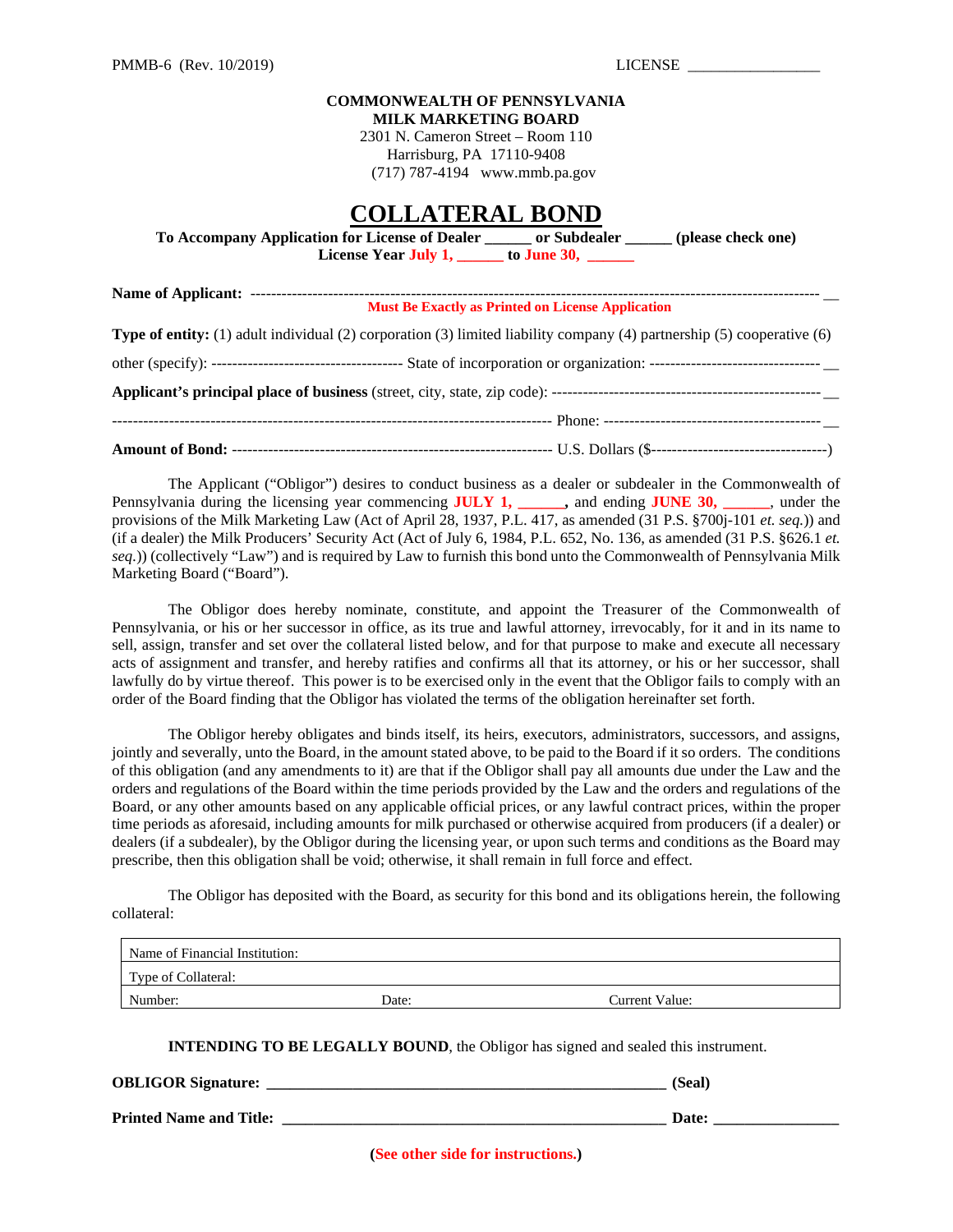PMMB-6 (Rev. 10/2019) LICENSE _________________

**COMMONWEALTH OF PENNSYLVANIA**
**MILK MARKETING BOARD**
2301 N. Cameron Street – Room 110
Harrisburg, PA 17110-9408
(717) 787-4194 www.mmb.pa.gov

# COLLATERAL BOND

**To Accompany Application for License of Dealer ______ or Subdealer ______ (please check one)**
**License Year July 1, ______ to June 30, ______**

**Name of Applicant:** ------------------------------------------------------------------------------------------------------------ __
**Must Be Exactly as Printed on License Application**

**Type of entity:** (1) adult individual (2) corporation (3) limited liability company (4) partnership (5) cooperative (6)

other (specify): ------------------------------------- State of incorporation or organization: --------------------------------- __

**Applicant's principal place of business** (street, city, state, zip code): ---------------------------------------------------- __

------------------------------------------------------------------------------------ Phone: ------------------------------------------ __

**Amount of Bond:** ------------------------------------------------------------ U.S. Dollars ($----------------------------------)

The Applicant ("Obligor") desires to conduct business as a dealer or subdealer in the Commonwealth of Pennsylvania during the licensing year commencing **JULY 1, ______**, and ending **JUNE 30, ______**, under the provisions of the Milk Marketing Law (Act of April 28, 1937, P.L. 417, as amended (31 P.S. §700j-101 *et. seq.*)) and (if a dealer) the Milk Producers' Security Act (Act of July 6, 1984, P.L. 652, No. 136, as amended (31 P.S. §626.1 *et. seq.*)) (collectively "Law") and is required by Law to furnish this bond unto the Commonwealth of Pennsylvania Milk Marketing Board ("Board").

The Obligor does hereby nominate, constitute, and appoint the Treasurer of the Commonwealth of Pennsylvania, or his or her successor in office, as its true and lawful attorney, irrevocably, for it and in its name to sell, assign, transfer and set over the collateral listed below, and for that purpose to make and execute all necessary acts of assignment and transfer, and hereby ratifies and confirms all that its attorney, or his or her successor, shall lawfully do by virtue thereof. This power is to be exercised only in the event that the Obligor fails to comply with an order of the Board finding that the Obligor has violated the terms of the obligation hereinafter set forth.

The Obligor hereby obligates and binds itself, its heirs, executors, administrators, successors, and assigns, jointly and severally, unto the Board, in the amount stated above, to be paid to the Board if it so orders. The conditions of this obligation (and any amendments to it) are that if the Obligor shall pay all amounts due under the Law and the orders and regulations of the Board within the time periods provided by the Law and the orders and regulations of the Board, or any other amounts based on any applicable official prices, or any lawful contract prices, within the proper time periods as aforesaid, including amounts for milk purchased or otherwise acquired from producers (if a dealer) or dealers (if a subdealer), by the Obligor during the licensing year, or upon such terms and conditions as the Board may prescribe, then this obligation shall be void; otherwise, it shall remain in full force and effect.

The Obligor has deposited with the Board, as security for this bond and its obligations herein, the following collateral:

| Name of Financial Institution: | | |
|---|---|---|
| Type of Collateral: | | |
| Number: | Date: | Current Value: |

**INTENDING TO BE LEGALLY BOUND**, the Obligor has signed and sealed this instrument.

**OBLIGOR Signature:** _________________________________________________ **(Seal)**

**Printed Name and Title:** _______________________________________________ **Date:** ________________

(**See other side for instructions.**)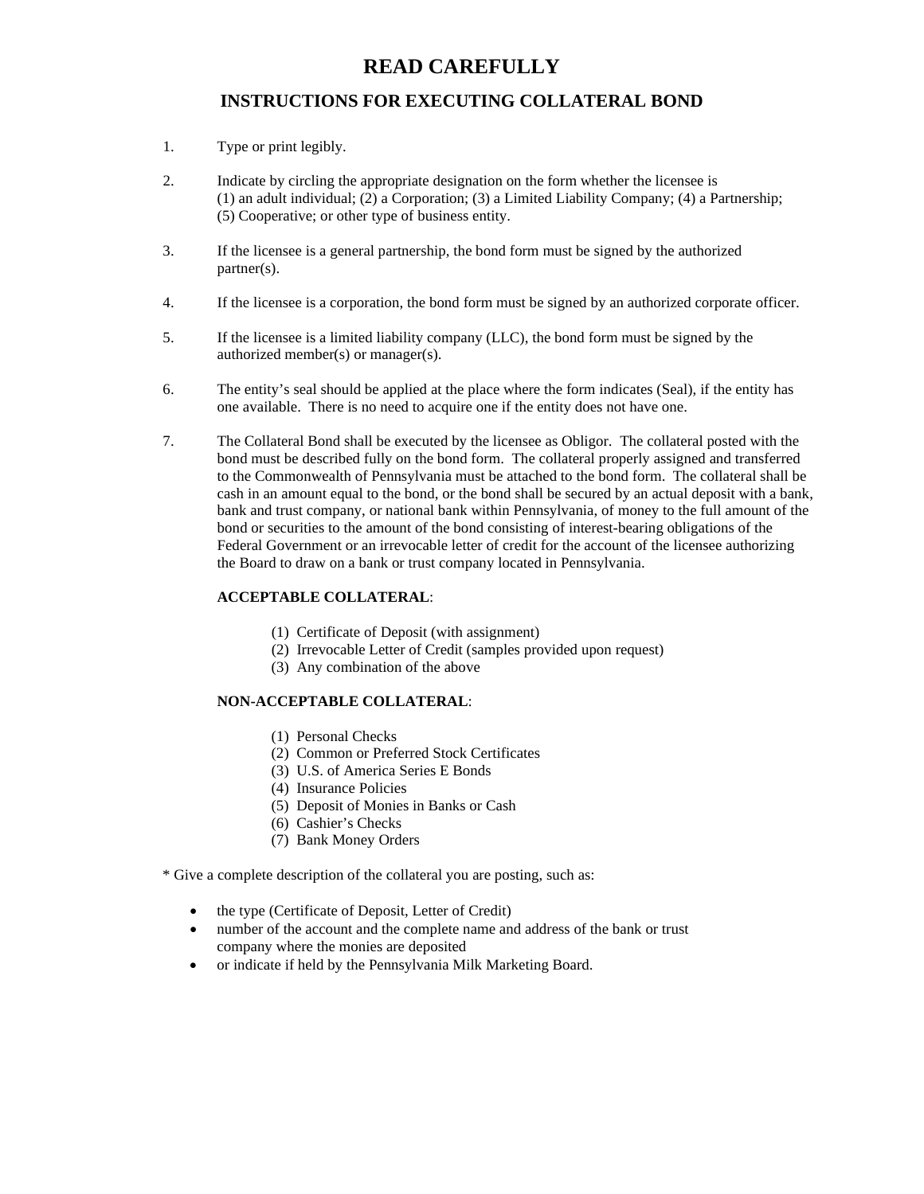# READ CAREFULLY

## INSTRUCTIONS FOR EXECUTING COLLATERAL BOND

1. Type or print legibly.

2. Indicate by circling the appropriate designation on the form whether the licensee is (1) an adult individual; (2) a Corporation; (3) a Limited Liability Company; (4) a Partnership; (5) Cooperative; or other type of business entity.

3. If the licensee is a general partnership, the bond form must be signed by the authorized partner(s).

4. If the licensee is a corporation, the bond form must be signed by an authorized corporate officer.

5. If the licensee is a limited liability company (LLC), the bond form must be signed by the authorized member(s) or manager(s).

6. The entity's seal should be applied at the place where the form indicates (Seal), if the entity has one available. There is no need to acquire one if the entity does not have one.

7. The Collateral Bond shall be executed by the licensee as Obligor. The collateral posted with the bond must be described fully on the bond form. The collateral properly assigned and transferred to the Commonwealth of Pennsylvania must be attached to the bond form. The collateral shall be cash in an amount equal to the bond, or the bond shall be secured by an actual deposit with a bank, bank and trust company, or national bank within Pennsylvania, of money to the full amount of the bond or securities to the amount of the bond consisting of interest-bearing obligations of the Federal Government or an irrevocable letter of credit for the account of the licensee authorizing the Board to draw on a bank or trust company located in Pennsylvania.

   **ACCEPTABLE COLLATERAL**:

   (1) Certificate of Deposit (with assignment)
   (2) Irrevocable Letter of Credit (samples provided upon request)
   (3) Any combination of the above

   **NON-ACCEPTABLE COLLATERAL**:

   (1) Personal Checks
   (2) Common or Preferred Stock Certificates
   (3) U.S. of America Series E Bonds
   (4) Insurance Policies
   (5) Deposit of Monies in Banks or Cash
   (6) Cashier's Checks
   (7) Bank Money Orders

* Give a complete description of the collateral you are posting, such as:

- the type (Certificate of Deposit, Letter of Credit)
- number of the account and the complete name and address of the bank or trust company where the monies are deposited
- or indicate if held by the Pennsylvania Milk Marketing Board.